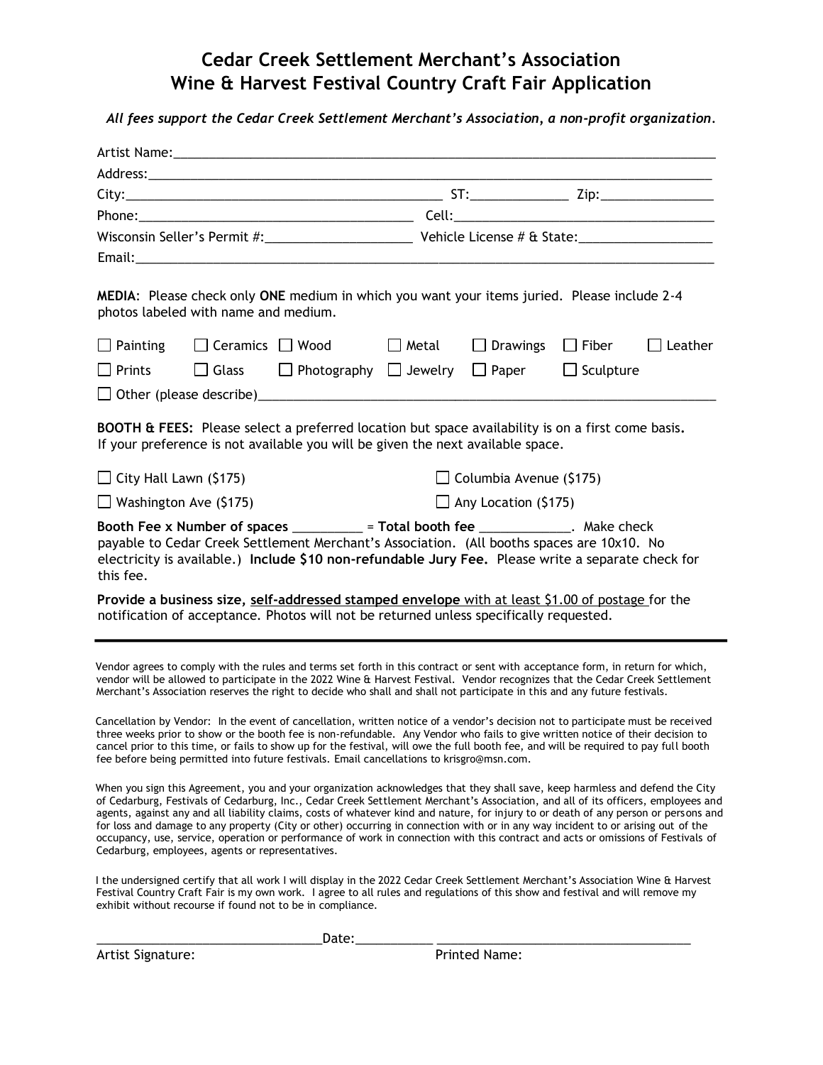# Cedar Creek Settlement Merchant's Association
# Wine & Harvest Festival Country Craft Fair Application

*All fees support the Cedar Creek Settlement Merchant's Association, a non-profit organization.*

Artist Name:____________________________________________

Address:____________________________________________

City:____________________________ ST:__________ Zip:____________

Phone:________________________ Cell:________________________

Wisconsin Seller's Permit #:________________ Vehicle License # & State:________________

Email:____________________________________________

**MEDIA**: Please check only **ONE** medium in which you want your items juried. Please include 2-4 photos labeled with name and medium.

☐ Painting ☐ Ceramics ☐ Wood ☐ Metal ☐ Drawings ☐ Fiber ☐ Leather

☐ Prints ☐ Glass ☐ Photography ☐ Jewelry ☐ Paper ☐ Sculpture

☐ Other (please describe)____________________________________________

**BOOTH & FEES:** Please select a preferred location but space availability is on a first come basis**.** If your preference is not available you will be given the next available space.

☐ City Hall Lawn ($175) ☐ Columbia Avenue ($175)

☐ Washington Ave ($175) ☐ Any Location ($175)

**Booth Fee x Number of spaces** __________ = **Total booth fee** _____________. Make check payable to Cedar Creek Settlement Merchant's Association. (All booths spaces are 10x10. No electricity is available.) **Include $10 non-refundable Jury Fee.** Please write a separate check for this fee.

**Provide a business size, self-addressed stamped envelope** with at least $1.00 of postage for the notification of acceptance. Photos will not be returned unless specifically requested.

---

Vendor agrees to comply with the rules and terms set forth in this contract or sent with acceptance form, in return for which, vendor will be allowed to participate in the 2022 Wine & Harvest Festival. Vendor recognizes that the Cedar Creek Settlement Merchant's Association reserves the right to decide who shall and shall not participate in this and any future festivals.

Cancellation by Vendor: In the event of cancellation, written notice of a vendor's decision not to participate must be received three weeks prior to show or the booth fee is non-refundable. Any Vendor who fails to give written notice of their decision to cancel prior to this time, or fails to show up for the festival, will owe the full booth fee, and will be required to pay full booth fee before being permitted into future festivals. Email cancellations to krisgro@msn.com.

When you sign this Agreement, you and your organization acknowledges that they shall save, keep harmless and defend the City of Cedarburg, Festivals of Cedarburg, Inc., Cedar Creek Settlement Merchant's Association, and all of its officers, employees and agents, against any and all liability claims, costs of whatever kind and nature, for injury to or death of any person or persons and for loss and damage to any property (City or other) occurring in connection with or in any way incident to or arising out of the occupancy, use, service, operation or performance of work in connection with this contract and acts or omissions of Festivals of Cedarburg, employees, agents or representatives.

I the undersigned certify that all work I will display in the 2022 Cedar Creek Settlement Merchant's Association Wine & Harvest Festival Country Craft Fair is my own work. I agree to all rules and regulations of this show and festival and will remove my exhibit without recourse if found not to be in compliance.

______________________________ Date:__________ ______________________________

Artist Signature: Printed Name: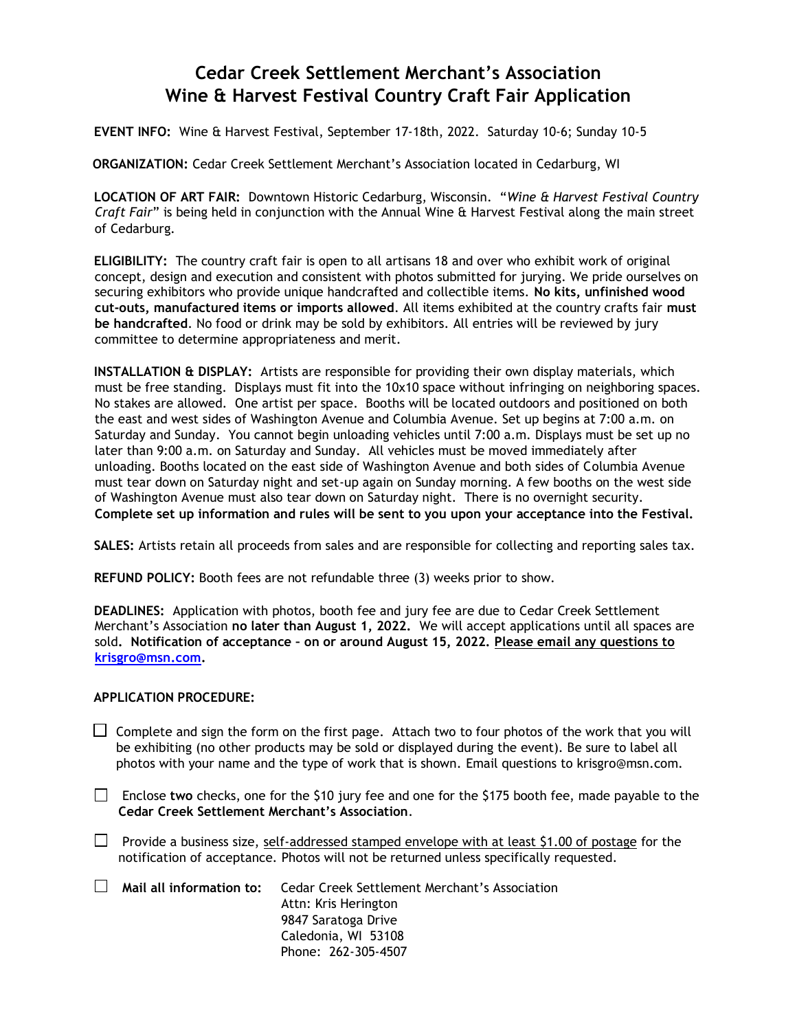# Cedar Creek Settlement Merchant's Association
# Wine & Harvest Festival Country Craft Fair Application

**EVENT INFO:** Wine & Harvest Festival, September 17-18th, 2022. Saturday 10-6; Sunday 10-5

**ORGANIZATION:** Cedar Creek Settlement Merchant's Association located in Cedarburg, WI

**LOCATION OF ART FAIR:** Downtown Historic Cedarburg, Wisconsin. "*Wine & Harvest Festival Country Craft Fair*" is being held in conjunction with the Annual Wine & Harvest Festival along the main street of Cedarburg.

**ELIGIBILITY:** The country craft fair is open to all artisans 18 and over who exhibit work of original concept, design and execution and consistent with photos submitted for jurying. We pride ourselves on securing exhibitors who provide unique handcrafted and collectible items. **No kits, unfinished wood cut-outs, manufactured items or imports allowed**. All items exhibited at the country crafts fair **must be handcrafted**. No food or drink may be sold by exhibitors. All entries will be reviewed by jury committee to determine appropriateness and merit.

**INSTALLATION & DISPLAY:** Artists are responsible for providing their own display materials, which must be free standing. Displays must fit into the 10x10 space without infringing on neighboring spaces. No stakes are allowed. One artist per space. Booths will be located outdoors and positioned on both the east and west sides of Washington Avenue and Columbia Avenue. Set up begins at 7:00 a.m. on Saturday and Sunday. You cannot begin unloading vehicles until 7:00 a.m. Displays must be set up no later than 9:00 a.m. on Saturday and Sunday. All vehicles must be moved immediately after unloading. Booths located on the east side of Washington Avenue and both sides of Columbia Avenue must tear down on Saturday night and set-up again on Sunday morning. A few booths on the west side of Washington Avenue must also tear down on Saturday night. There is no overnight security. **Complete set up information and rules will be sent to you upon your acceptance into the Festival.**

**SALES:** Artists retain all proceeds from sales and are responsible for collecting and reporting sales tax.

**REFUND POLICY:** Booth fees are not refundable three (3) weeks prior to show.

**DEADLINES:** Application with photos, booth fee and jury fee are due to Cedar Creek Settlement Merchant's Association **no later than August 1, 2022.** We will accept applications until all spaces are sold**. Notification of acceptance – on or around August 15, 2022.** **Please email any questions to krisgro@msn.com.**

**APPLICATION PROCEDURE:**

- ☐ Complete and sign the form on the first page. Attach two to four photos of the work that you will be exhibiting (no other products may be sold or displayed during the event). Be sure to label all photos with your name and the type of work that is shown. Email questions to krisgro@msn.com.
- ☐ Enclose **two** checks, one for the $10 jury fee and one for the $175 booth fee, made payable to the **Cedar Creek Settlement Merchant's Association**.
- ☐ Provide a business size, self-addressed stamped envelope with at least $1.00 of postage for the notification of acceptance. Photos will not be returned unless specifically requested.
- ☐ **Mail all information to:**
  Cedar Creek Settlement Merchant's Association
  Attn: Kris Herington
  9847 Saratoga Drive
  Caledonia, WI 53108
  Phone: 262-305-4507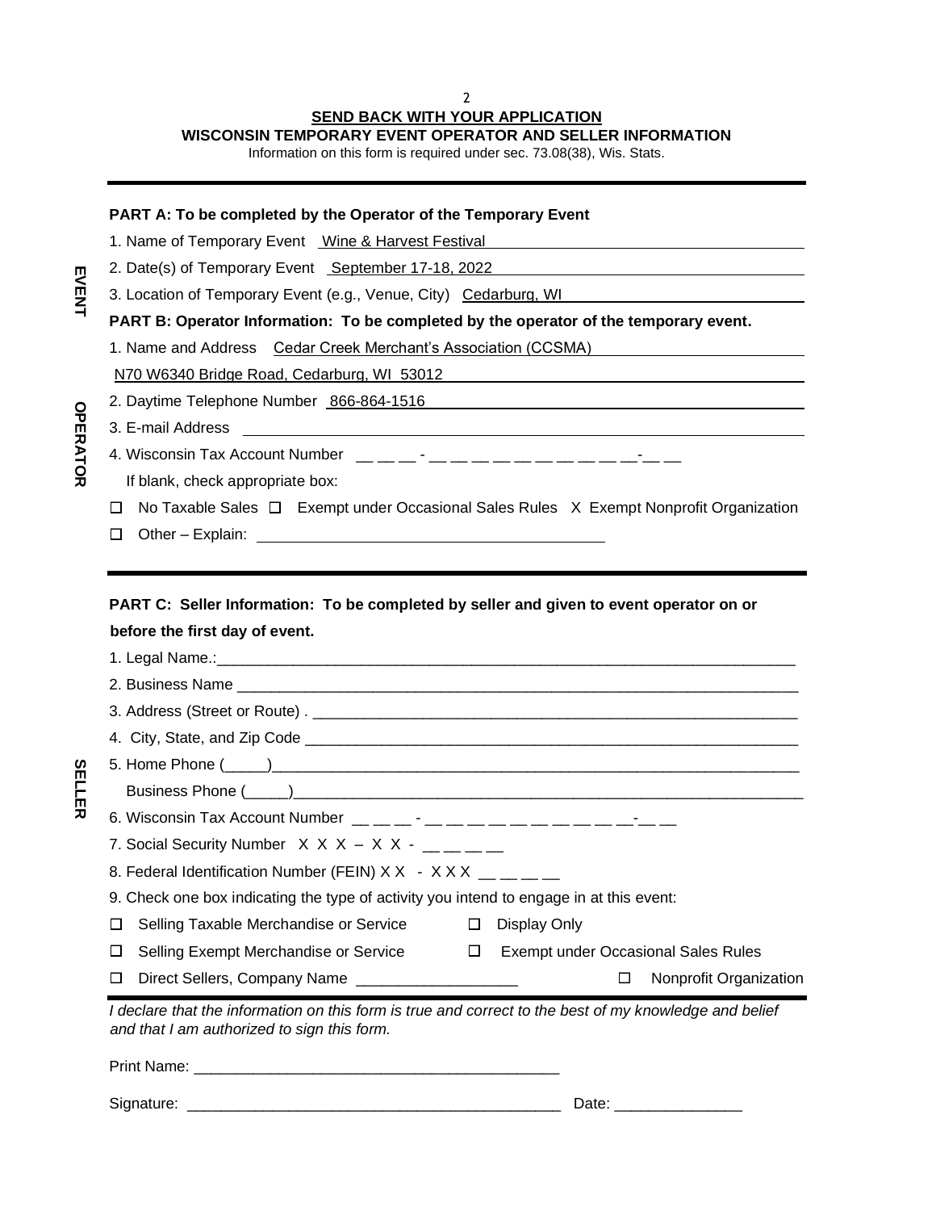**SEND BACK WITH YOUR APPLICATION**

**WISCONSIN TEMPORARY EVENT OPERATOR AND SELLER INFORMATION**

Information on this form is required under sec. 73.08(38), Wis. Stats.

---

**EVENT**

**PART A: To be completed by the Operator of the Temporary Event**

1. Name of Temporary Event Wine & Harvest Festival
2. Date(s) of Temporary Event September 17-18, 2022
3. Location of Temporary Event (e.g., Venue, City) Cedarburg, WI

**OPERATOR**

**PART B: Operator Information: To be completed by the operator of the temporary event.**

1. Name and Address Cedar Creek Merchant's Association (CCSMA)
   N70 W6340 Bridge Road, Cedarburg, WI 53012
2. Daytime Telephone Number 866-864-1516
3. E-mail Address ______
4. Wisconsin Tax Account Number __ __ __ - __ __ __ __ __ __ __ __ __ __ - __ __

   If blank, check appropriate box:

☐ No Taxable Sales ☐ Exempt under Occasional Sales Rules X Exempt Nonprofit Organization

☐ Other – Explain: ______

---

**SELLER**

**PART C: Seller Information: To be completed by seller and given to event operator on or before the first day of event.**

1. Legal Name.:______
2. Business Name ______
3. Address (Street or Route) . ______
4. City, State, and Zip Code ______
5. Home Phone (_____)______
   Business Phone (_____)______
6. Wisconsin Tax Account Number __ __ __ - __ __ __ __ __ __ __ __ __ __ - __ __
7. Social Security Number X X X – X X - __ __ __ __
8. Federal Identification Number (FEIN) X X - X X X __ __ __ __
9. Check one box indicating the type of activity you intend to engage in at this event:

☐ Selling Taxable Merchandise or Service ☐ Display Only

☐ Selling Exempt Merchandise or Service ☐ Exempt under Occasional Sales Rules

☐ Direct Sellers, Company Name ______ ☐ Nonprofit Organization

---

*I declare that the information on this form is true and correct to the best of my knowledge and belief and that I am authorized to sign this form.*

Print Name: ______

Signature: ______ Date: ______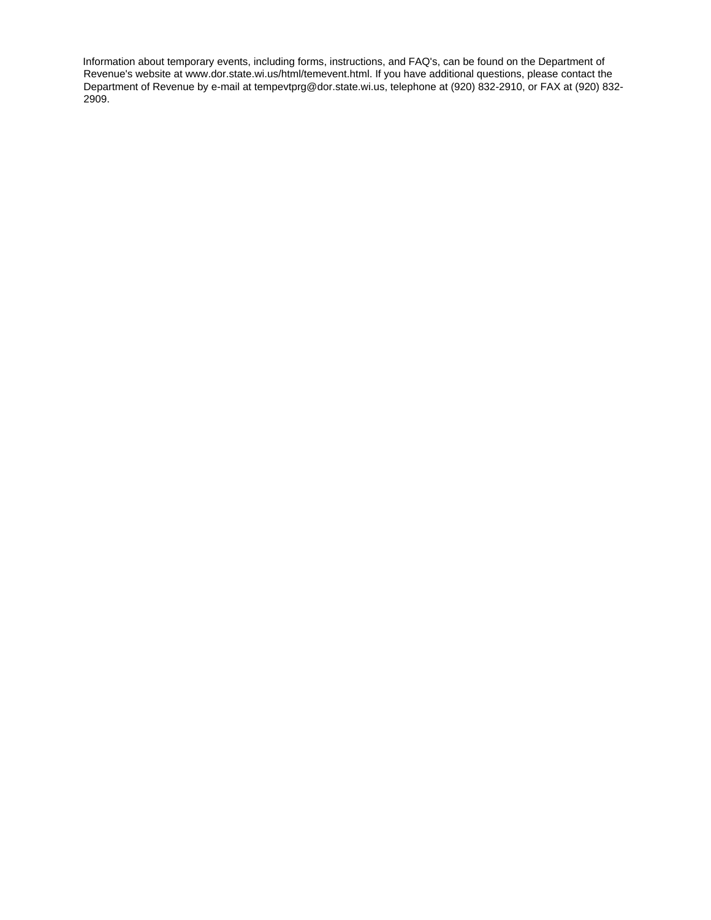Information about temporary events, including forms, instructions, and FAQ's, can be found on the Department of Revenue's website at www.dor.state.wi.us/html/temevent.html. If you have additional questions, please contact the Department of Revenue by e-mail at tempevtprg@dor.state.wi.us, telephone at (920) 832-2910, or FAX at (920) 832-2909.